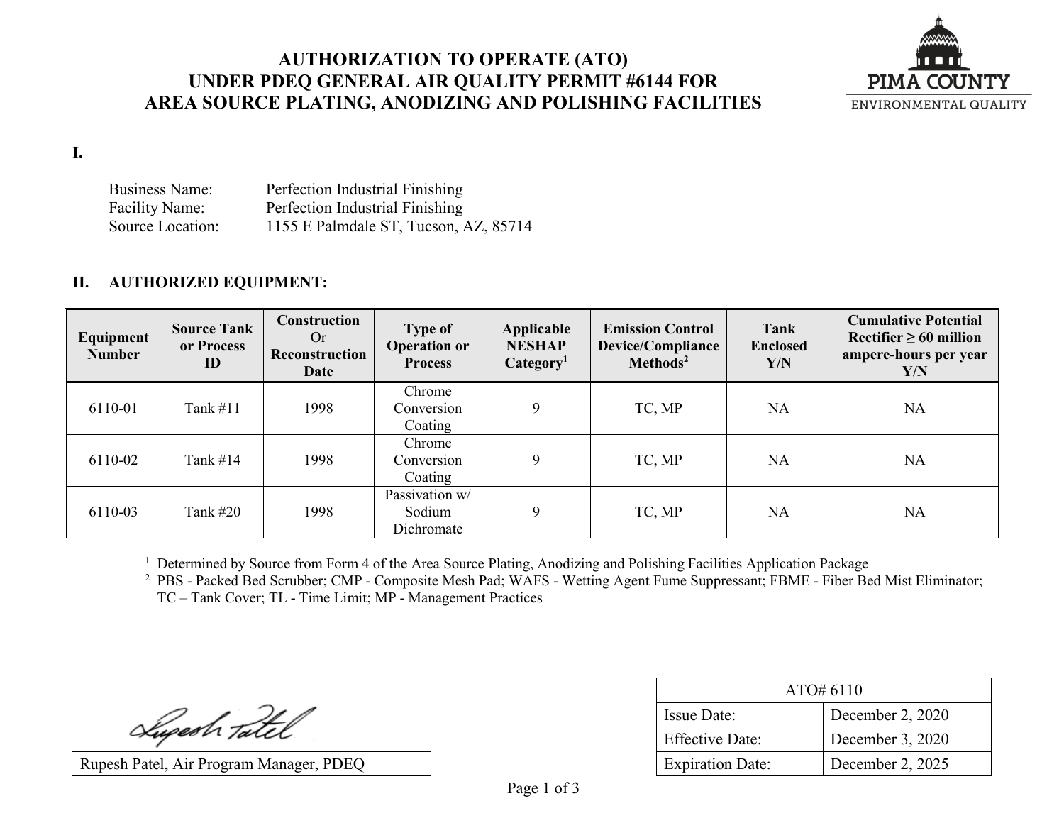# AUTHORIZATION TO OPERATE (ATO) UNDER PDEQ GENERAL AIR QUALITY PERMIT #6144 FOR AREA SOURCE PLATING, ANODIZING AND POLISHING FACILITIES

PIMA COUNTY
ENVIRONMENTAL QUALITY

## I.

Business Name: Perfection Industrial Finishing
Facility Name: Perfection Industrial Finishing
Source Location: 1155 E Palmdale ST, Tucson, AZ, 85714

## II. AUTHORIZED EQUIPMENT:

| Equipment Number | Source Tank or Process ID | Construction Or Reconstruction Date | Type of Operation or Process | Applicable NESHAP Category[1] | Emission Control Device/Compliance Methods[2] | Tank Enclosed Y/N | Cumulative Potential Rectifier ≥ 60 million ampere-hours per year Y/N |
|---|---|---|---|---|---|---|---|
| 6110-01 | Tank #11 | 1998 | Chrome Conversion Coating | 9 | TC, MP | NA | NA |
| 6110-02 | Tank #14 | 1998 | Chrome Conversion Coating | 9 | TC, MP | NA | NA |
| 6110-03 | Tank #20 | 1998 | Passivation w/ Sodium Dichromate | 9 | TC, MP | NA | NA |

[1] Determined by Source from Form 4 of the Area Source Plating, Anodizing and Polishing Facilities Application Package
[2] PBS - Packed Bed Scrubber; CMP - Composite Mesh Pad; WAFS - Wetting Agent Fume Suppressant; FBME - Fiber Bed Mist Eliminator; TC – Tank Cover; TL - Time Limit; MP - Management Practices

Rupesh Patel, Air Program Manager, PDEQ

| ATO# 6110 | |
|---|---|
| Issue Date: | December 2, 2020 |
| Effective Date: | December 3, 2020 |
| Expiration Date: | December 2, 2025 |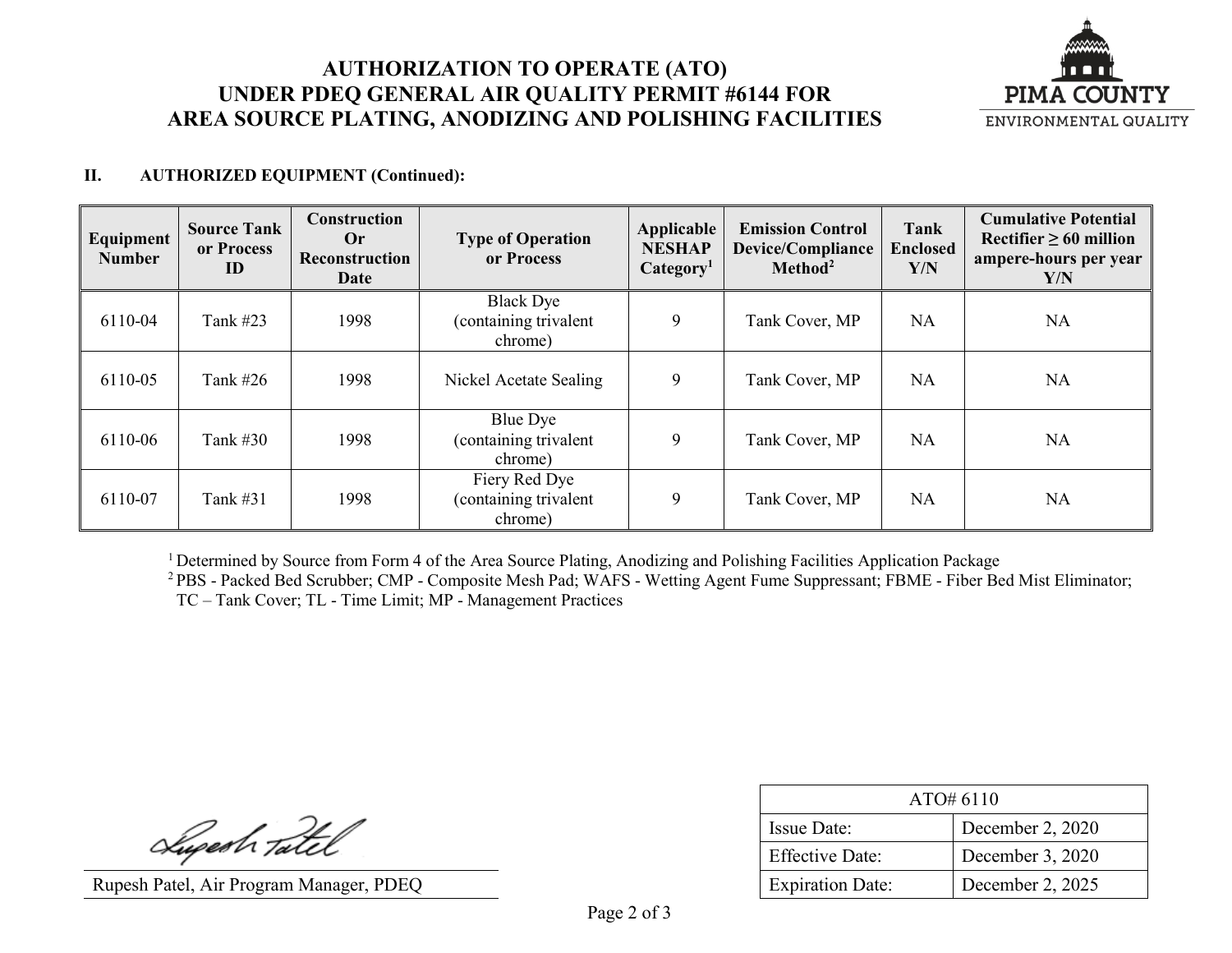# AUTHORIZATION TO OPERATE (ATO) UNDER PDEQ GENERAL AIR QUALITY PERMIT #6144 FOR AREA SOURCE PLATING, ANODIZING AND POLISHING FACILITIES

PIMA COUNTY ENVIRONMENTAL QUALITY

## II. AUTHORIZED EQUIPMENT (Continued):

| Equipment Number | Source Tank or Process ID | Construction Or Reconstruction Date | Type of Operation or Process | Applicable NESHAP Category[1] | Emission Control Device/Compliance Method[2] | Tank Enclosed Y/N | Cumulative Potential Rectifier ≥ 60 million ampere-hours per year Y/N |
|---|---|---|---|---|---|---|---|
| 6110-04 | Tank #23 | 1998 | Black Dye (containing trivalent chrome) | 9 | Tank Cover, MP | NA | NA |
| 6110-05 | Tank #26 | 1998 | Nickel Acetate Sealing | 9 | Tank Cover, MP | NA | NA |
| 6110-06 | Tank #30 | 1998 | Blue Dye (containing trivalent chrome) | 9 | Tank Cover, MP | NA | NA |
| 6110-07 | Tank #31 | 1998 | Fiery Red Dye (containing trivalent chrome) | 9 | Tank Cover, MP | NA | NA |

[1] Determined by Source from Form 4 of the Area Source Plating, Anodizing and Polishing Facilities Application Package

[2] PBS - Packed Bed Scrubber; CMP - Composite Mesh Pad; WAFS - Wetting Agent Fume Suppressant; FBME - Fiber Bed Mist Eliminator; TC – Tank Cover; TL - Time Limit; MP - Management Practices

Rupesh Patel, Air Program Manager, PDEQ

| ATO# 6110 | |
|---|---|
| Issue Date: | December 2, 2020 |
| Effective Date: | December 3, 2020 |
| Expiration Date: | December 2, 2025 |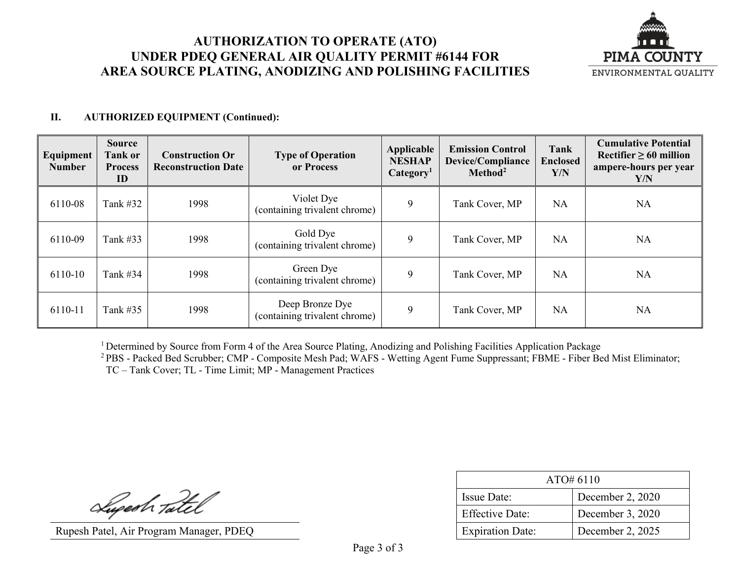# AUTHORIZATION TO OPERATE (ATO) UNDER PDEQ GENERAL AIR QUALITY PERMIT #6144 FOR AREA SOURCE PLATING, ANODIZING AND POLISHING FACILITIES

PIMA COUNTY
ENVIRONMENTAL QUALITY

## II. AUTHORIZED EQUIPMENT (Continued):

| Equipment Number | Source Tank or Process ID | Construction Or Reconstruction Date | Type of Operation or Process | Applicable NESHAP Category[1] | Emission Control Device/Compliance Method[2] | Tank Enclosed Y/N | Cumulative Potential Rectifier ≥ 60 million ampere-hours per year Y/N |
|---|---|---|---|---|---|---|---|
| 6110-08 | Tank #32 | 1998 | Violet Dye (containing trivalent chrome) | 9 | Tank Cover, MP | NA | NA |
| 6110-09 | Tank #33 | 1998 | Gold Dye (containing trivalent chrome) | 9 | Tank Cover, MP | NA | NA |
| 6110-10 | Tank #34 | 1998 | Green Dye (containing trivalent chrome) | 9 | Tank Cover, MP | NA | NA |
| 6110-11 | Tank #35 | 1998 | Deep Bronze Dye (containing trivalent chrome) | 9 | Tank Cover, MP | NA | NA |

[1] Determined by Source from Form 4 of the Area Source Plating, Anodizing and Polishing Facilities Application Package
[2] PBS - Packed Bed Scrubber; CMP - Composite Mesh Pad; WAFS - Wetting Agent Fume Suppressant; FBME - Fiber Bed Mist Eliminator; TC – Tank Cover; TL - Time Limit; MP - Management Practices

Rupesh Patel, Air Program Manager, PDEQ

| ATO# 6110 | |
|---|---|
| Issue Date: | December 2, 2020 |
| Effective Date: | December 3, 2020 |
| Expiration Date: | December 2, 2025 |